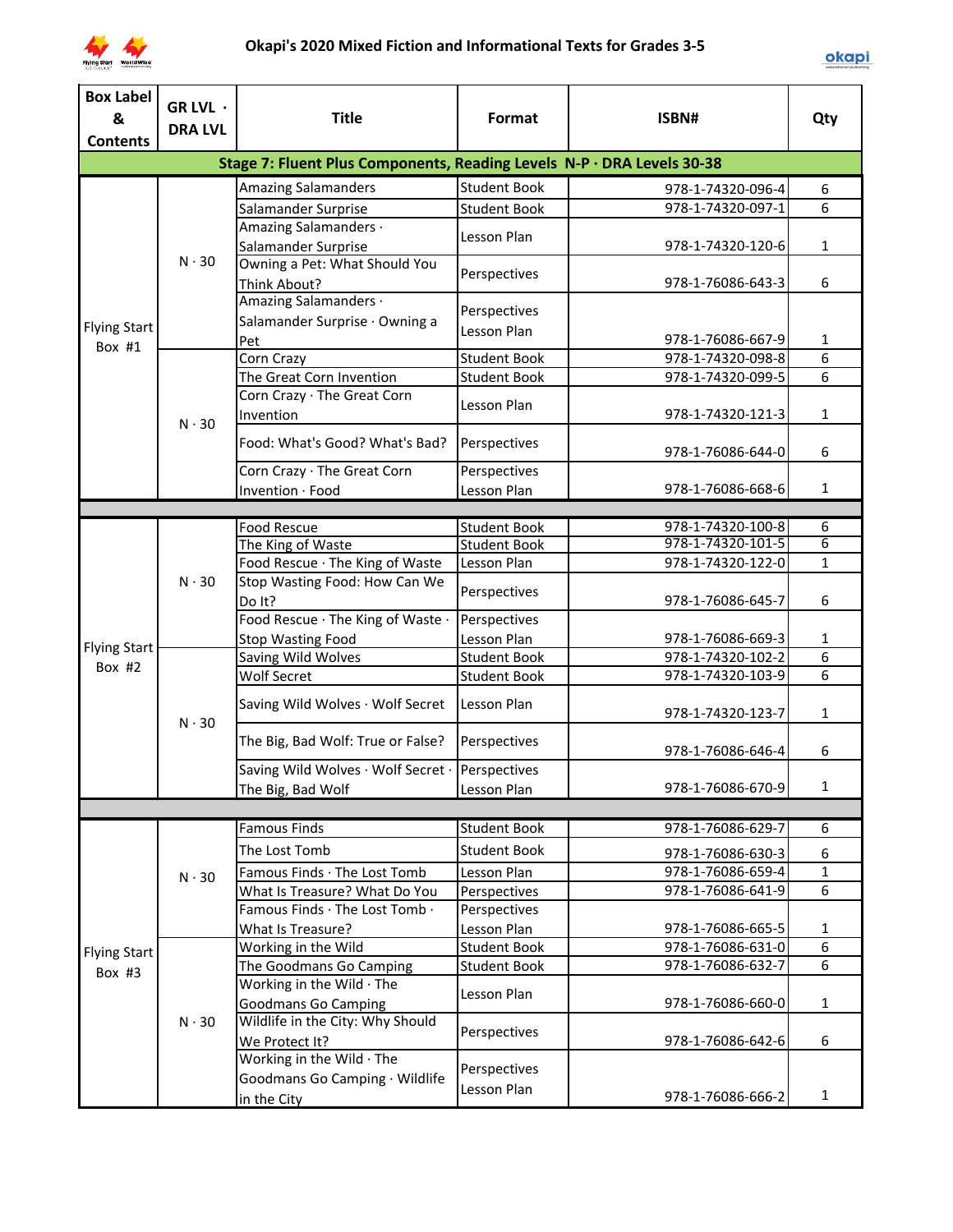# Okapi's 2020 Mixed Fiction and Informational Texts for Grades 3-5

| Box Label & Contents | GR LVL · DRA LVL | Title | Format | ISBN# | Qty |
|---|---|---|---|---|---|
| **Stage 7: Fluent Plus Components, Reading Levels N-P · DRA Levels 30-38** | | | | | |
| Flying Start Box #1 | N · 30 | Amazing Salamanders | Student Book | 978-1-74320-096-4 | 6 |
| | | Salamander Surprise | Student Book | 978-1-74320-097-1 | 6 |
| | | Amazing Salamanders · Salamander Surprise | Lesson Plan | 978-1-74320-120-6 | 1 |
| | | Owning a Pet: What Should You Think About? | Perspectives | 978-1-76086-643-3 | 6 |
| | | Amazing Salamanders · Salamander Surprise · Owning a Pet | Perspectives Lesson Plan | 978-1-76086-667-9 | 1 |
| | N · 30 | Corn Crazy | Student Book | 978-1-74320-098-8 | 6 |
| | | The Great Corn Invention | Student Book | 978-1-74320-099-5 | 6 |
| | | Corn Crazy · The Great Corn Invention | Lesson Plan | 978-1-74320-121-3 | 1 |
| | | Food: What's Good? What's Bad? | Perspectives | 978-1-76086-644-0 | 6 |
| | | Corn Crazy · The Great Corn Invention · Food | Perspectives Lesson Plan | 978-1-76086-668-6 | 1 |
| Flying Start Box #2 | N · 30 | Food Rescue | Student Book | 978-1-74320-100-8 | 6 |
| | | The King of Waste | Student Book | 978-1-74320-101-5 | 6 |
| | | Food Rescue · The King of Waste | Lesson Plan | 978-1-74320-122-0 | 1 |
| | | Stop Wasting Food: How Can We Do It? | Perspectives | 978-1-76086-645-7 | 6 |
| | | Food Rescue · The King of Waste · Stop Wasting Food | Perspectives Lesson Plan | 978-1-76086-669-3 | 1 |
| | N · 30 | Saving Wild Wolves | Student Book | 978-1-74320-102-2 | 6 |
| | | Wolf Secret | Student Book | 978-1-74320-103-9 | 6 |
| | | Saving Wild Wolves · Wolf Secret | Lesson Plan | 978-1-74320-123-7 | 1 |
| | | The Big, Bad Wolf: True or False? | Perspectives | 978-1-76086-646-4 | 6 |
| | | Saving Wild Wolves · Wolf Secret · The Big, Bad Wolf | Perspectives Lesson Plan | 978-1-76086-670-9 | 1 |
| Flying Start Box #3 | N · 30 | Famous Finds | Student Book | 978-1-76086-629-7 | 6 |
| | | The Lost Tomb | Student Book | 978-1-76086-630-3 | 6 |
| | | Famous Finds · The Lost Tomb | Lesson Plan | 978-1-76086-659-4 | 1 |
| | | What Is Treasure? What Do You | Perspectives | 978-1-76086-641-9 | 6 |
| | | Famous Finds · The Lost Tomb · What Is Treasure? | Perspectives Lesson Plan | 978-1-76086-665-5 | 1 |
| | N · 30 | Working in the Wild | Student Book | 978-1-76086-631-0 | 6 |
| | | The Goodmans Go Camping | Student Book | 978-1-76086-632-7 | 6 |
| | | Working in the Wild · The Goodmans Go Camping | Lesson Plan | 978-1-76086-660-0 | 1 |
| | | Wildlife in the City: Why Should We Protect It? | Perspectives | 978-1-76086-642-6 | 6 |
| | | Working in the Wild · The Goodmans Go Camping · Wildlife in the City | Perspectives Lesson Plan | 978-1-76086-666-2 | 1 |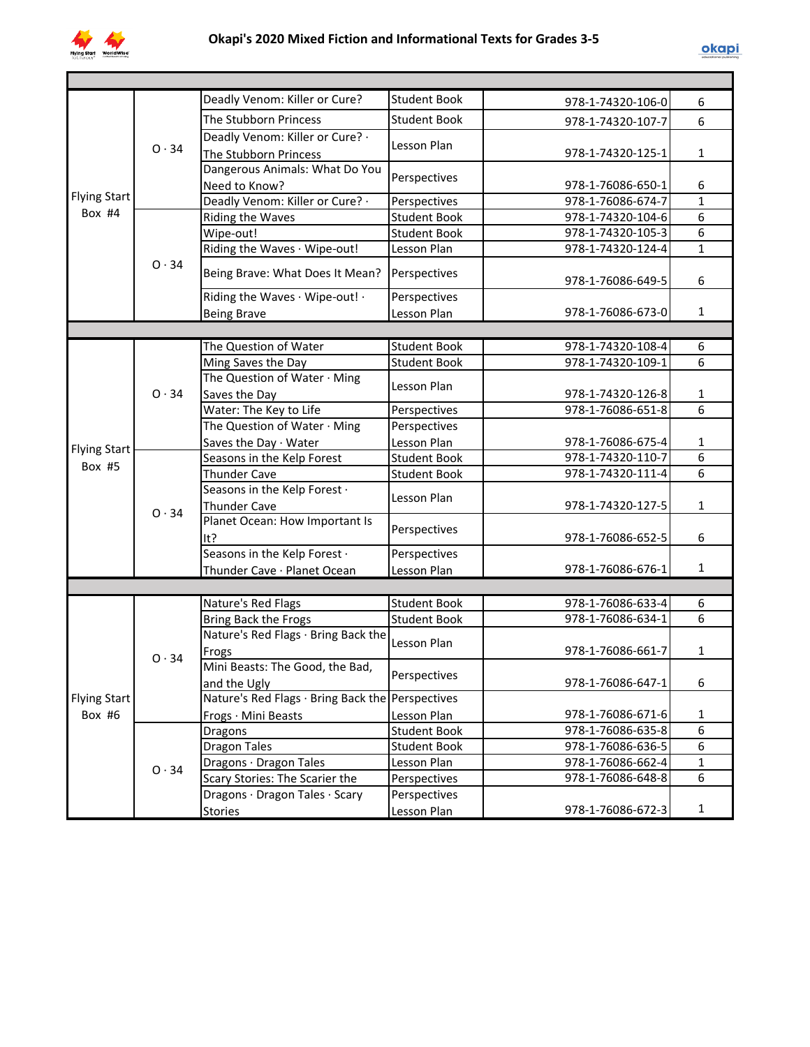# Okapi's 2020 Mixed Fiction and Informational Texts for Grades 3-5

| | | | | | |
|---|---|---|---|---|---|
| Flying Start Box #4 | O · 34 | Deadly Venom: Killer or Cure? | Student Book | 978-1-74320-106-0 | 6 |
| | | The Stubborn Princess | Student Book | 978-1-74320-107-7 | 6 |
| | | Deadly Venom: Killer or Cure? · The Stubborn Princess | Lesson Plan | 978-1-74320-125-1 | 1 |
| | | Dangerous Animals: What Do You Need to Know? | Perspectives | 978-1-76086-650-1 | 6 |
| | | Deadly Venom: Killer or Cure? · | Perspectives | 978-1-76086-674-7 | 1 |
| | O · 34 | Riding the Waves | Student Book | 978-1-74320-104-6 | 6 |
| | | Wipe-out! | Student Book | 978-1-74320-105-3 | 6 |
| | | Riding the Waves · Wipe-out! | Lesson Plan | 978-1-74320-124-4 | 1 |
| | | Being Brave: What Does It Mean? | Perspectives | 978-1-76086-649-5 | 6 |
| | | Riding the Waves · Wipe-out! · Being Brave | Perspectives Lesson Plan | 978-1-76086-673-0 | 1 |
| | | | | | |
| Flying Start Box #5 | O · 34 | The Question of Water | Student Book | 978-1-74320-108-4 | 6 |
| | | Ming Saves the Day | Student Book | 978-1-74320-109-1 | 6 |
| | | The Question of Water · Ming Saves the Day | Lesson Plan | 978-1-74320-126-8 | 1 |
| | | Water: The Key to Life | Perspectives | 978-1-76086-651-8 | 6 |
| | | The Question of Water · Ming Saves the Day · Water | Perspectives Lesson Plan | 978-1-76086-675-4 | 1 |
| | O · 34 | Seasons in the Kelp Forest | Student Book | 978-1-74320-110-7 | 6 |
| | | Thunder Cave | Student Book | 978-1-74320-111-4 | 6 |
| | | Seasons in the Kelp Forest · Thunder Cave | Lesson Plan | 978-1-74320-127-5 | 1 |
| | | Planet Ocean: How Important Is It? | Perspectives | 978-1-76086-652-5 | 6 |
| | | Seasons in the Kelp Forest · Thunder Cave · Planet Ocean | Perspectives Lesson Plan | 978-1-76086-676-1 | 1 |
| | | | | | |
| Flying Start Box #6 | O · 34 | Nature's Red Flags | Student Book | 978-1-76086-633-4 | 6 |
| | | Bring Back the Frogs | Student Book | 978-1-76086-634-1 | 6 |
| | | Nature's Red Flags · Bring Back the Frogs | Lesson Plan | 978-1-76086-661-7 | 1 |
| | | Mini Beasts: The Good, the Bad, and the Ugly | Perspectives | 978-1-76086-647-1 | 6 |
| | | Nature's Red Flags · Bring Back the Frogs · Mini Beasts | Perspectives Lesson Plan | 978-1-76086-671-6 | 1 |
| | O · 34 | Dragons | Student Book | 978-1-76086-635-8 | 6 |
| | | Dragon Tales | Student Book | 978-1-76086-636-5 | 6 |
| | | Dragons · Dragon Tales | Lesson Plan | 978-1-76086-662-4 | 1 |
| | | Scary Stories: The Scarier the | Perspectives | 978-1-76086-648-8 | 6 |
| | | Dragons · Dragon Tales · Scary Stories | Perspectives Lesson Plan | 978-1-76086-672-3 | 1 |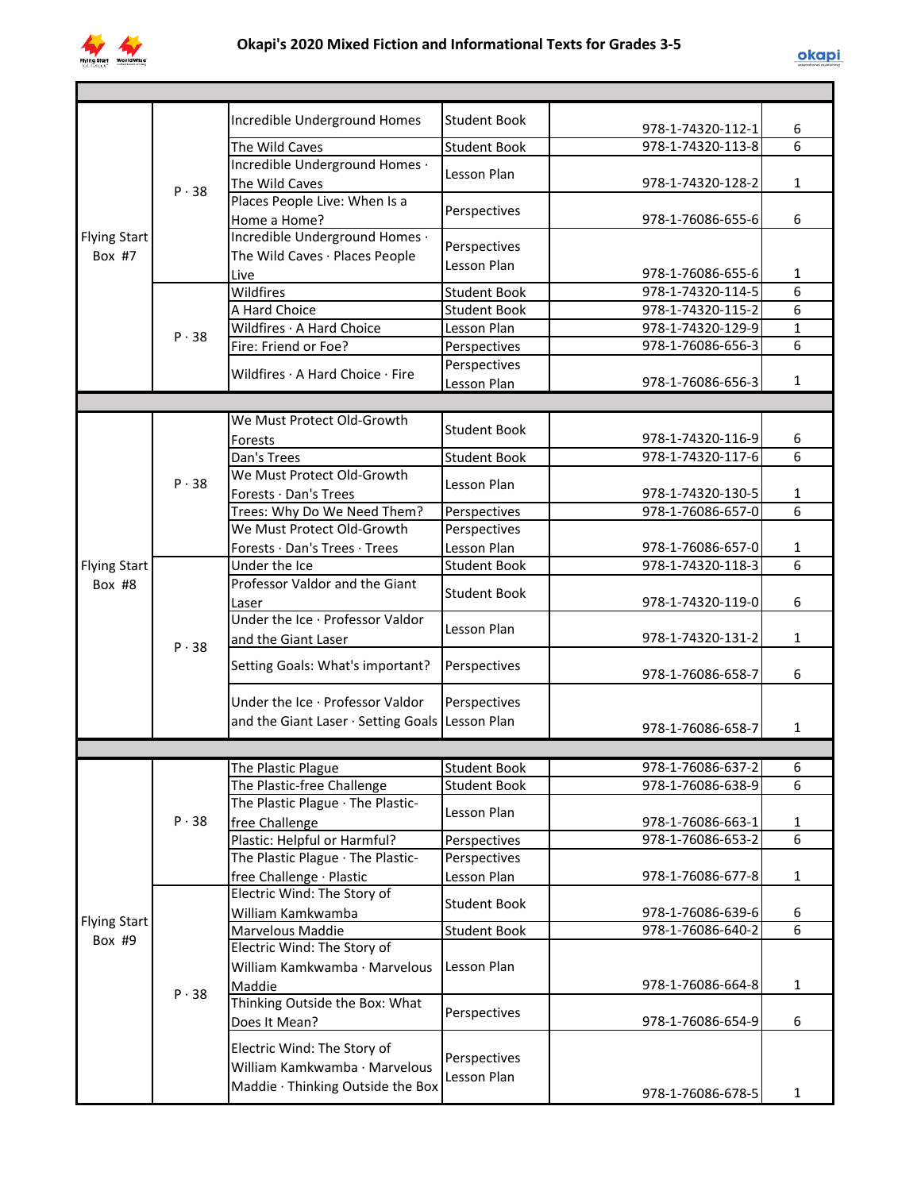# Okapi's 2020 Mixed Fiction and Informational Texts for Grades 3-5

| | | | | | |
|---|---|---|---|---|---|
| Flying Start Box #7 | P · 38 | Incredible Underground Homes | Student Book | 978-1-74320-112-1 | 6 |
| | | The Wild Caves | Student Book | 978-1-74320-113-8 | 6 |
| | | Incredible Underground Homes · The Wild Caves | Lesson Plan | 978-1-74320-128-2 | 1 |
| | | Places People Live: When Is a Home a Home? | Perspectives | 978-1-76086-655-6 | 6 |
| | | Incredible Underground Homes · The Wild Caves · Places People Live | Perspectives Lesson Plan | 978-1-76086-655-6 | 1 |
| | P · 38 | Wildfires | Student Book | 978-1-74320-114-5 | 6 |
| | | A Hard Choice | Student Book | 978-1-74320-115-2 | 6 |
| | | Wildfires · A Hard Choice | Lesson Plan | 978-1-74320-129-9 | 1 |
| | | Fire: Friend or Foe? | Perspectives | 978-1-76086-656-3 | 6 |
| | | Wildfires · A Hard Choice · Fire | Perspectives Lesson Plan | 978-1-76086-656-3 | 1 |
| | | | | | |
| Flying Start Box #8 | P · 38 | We Must Protect Old-Growth Forests | Student Book | 978-1-74320-116-9 | 6 |
| | | Dan's Trees | Student Book | 978-1-74320-117-6 | 6 |
| | | We Must Protect Old-Growth Forests · Dan's Trees | Lesson Plan | 978-1-74320-130-5 | 1 |
| | | Trees: Why Do We Need Them? | Perspectives | 978-1-76086-657-0 | 6 |
| | | We Must Protect Old-Growth Forests · Dan's Trees · Trees | Perspectives Lesson Plan | 978-1-76086-657-0 | 1 |
| | P · 38 | Under the Ice | Student Book | 978-1-74320-118-3 | 6 |
| | | Professor Valdor and the Giant Laser | Student Book | 978-1-74320-119-0 | 6 |
| | | Under the Ice · Professor Valdor and the Giant Laser | Lesson Plan | 978-1-74320-131-2 | 1 |
| | | Setting Goals: What's important? | Perspectives | 978-1-76086-658-7 | 6 |
| | | Under the Ice · Professor Valdor and the Giant Laser · Setting Goals | Perspectives Lesson Plan | 978-1-76086-658-7 | 1 |
| | | | | | |
| Flying Start Box #9 | P · 38 | The Plastic Plague | Student Book | 978-1-76086-637-2 | 6 |
| | | The Plastic-free Challenge | Student Book | 978-1-76086-638-9 | 6 |
| | | The Plastic Plague · The Plastic-free Challenge | Lesson Plan | 978-1-76086-663-1 | 1 |
| | | Plastic: Helpful or Harmful? | Perspectives | 978-1-76086-653-2 | 6 |
| | | The Plastic Plague · The Plastic-free Challenge · Plastic | Perspectives Lesson Plan | 978-1-76086-677-8 | 1 |
| | P · 38 | Electric Wind: The Story of William Kamkwamba | Student Book | 978-1-76086-639-6 | 6 |
| | | Marvelous Maddie | Student Book | 978-1-76086-640-2 | 6 |
| | | Electric Wind: The Story of William Kamkwamba · Marvelous Maddie | Lesson Plan | 978-1-76086-664-8 | 1 |
| | | Thinking Outside the Box: What Does It Mean? | Perspectives | 978-1-76086-654-9 | 6 |
| | | Electric Wind: The Story of William Kamkwamba · Marvelous Maddie · Thinking Outside the Box | Perspectives Lesson Plan | 978-1-76086-678-5 | 1 |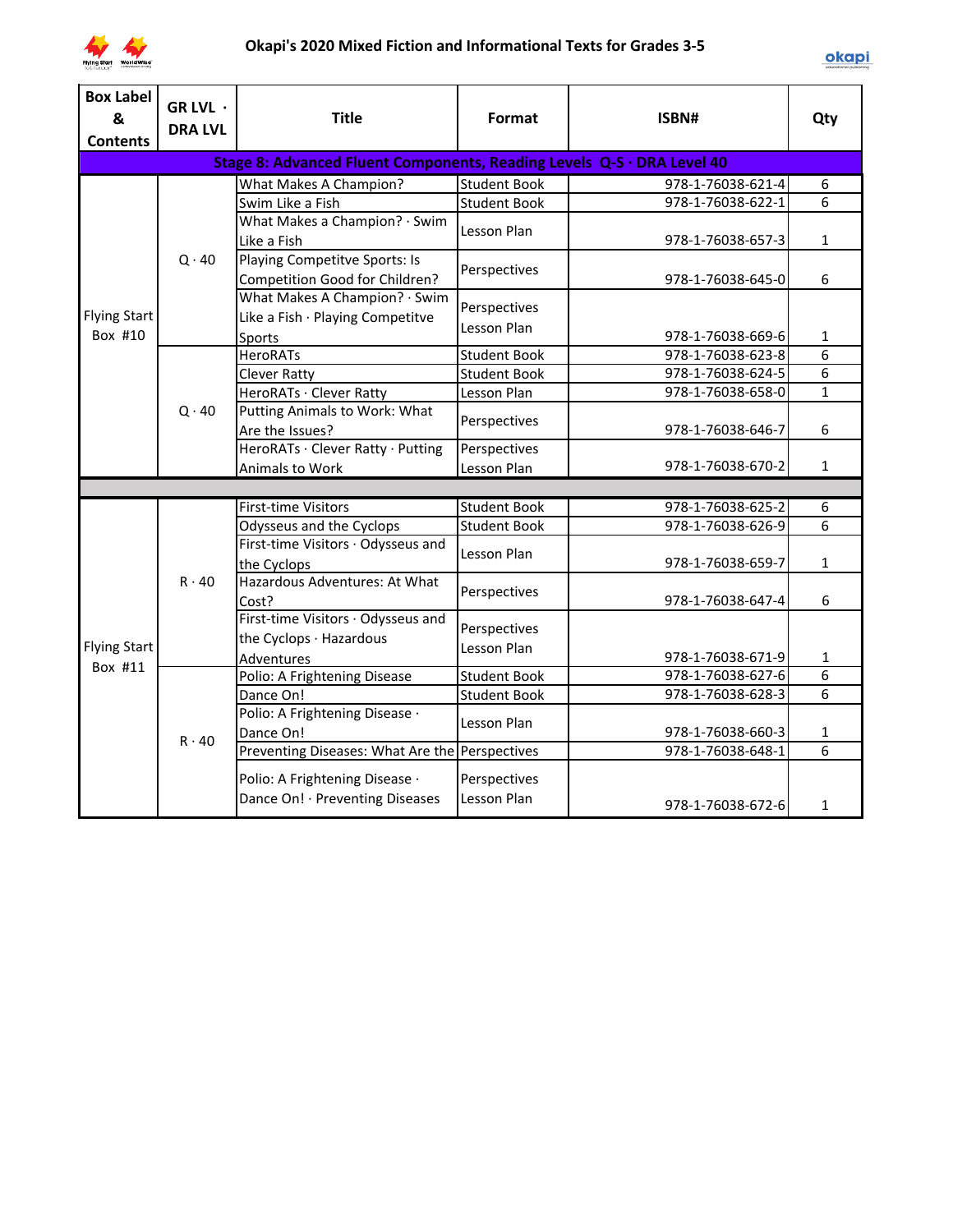# Okapi's 2020 Mixed Fiction and Informational Texts for Grades 3-5

| Box Label & Contents | GR LVL · DRA LVL | Title | Format | ISBN# | Qty |
|---|---|---|---|---|---|
| **Stage 8: Advanced Fluent Components, Reading Levels Q-S · DRA Level 40** | | | | | |
| Flying Start Box #10 | Q · 40 | What Makes A Champion? | Student Book | 978-1-76038-621-4 | 6 |
| | | Swim Like a Fish | Student Book | 978-1-76038-622-1 | 6 |
| | | What Makes a Champion? · Swim Like a Fish | Lesson Plan | 978-1-76038-657-3 | 1 |
| | | Playing Competitve Sports: Is Competition Good for Children? | Perspectives | 978-1-76038-645-0 | 6 |
| | | What Makes A Champion? · Swim Like a Fish · Playing Competitve Sports | Perspectives Lesson Plan | 978-1-76038-669-6 | 1 |
| | Q · 40 | HeroRATs | Student Book | 978-1-76038-623-8 | 6 |
| | | Clever Ratty | Student Book | 978-1-76038-624-5 | 6 |
| | | HeroRATs · Clever Ratty | Lesson Plan | 978-1-76038-658-0 | 1 |
| | | Putting Animals to Work: What Are the Issues? | Perspectives | 978-1-76038-646-7 | 6 |
| | | HeroRATs · Clever Ratty · Putting Animals to Work | Perspectives Lesson Plan | 978-1-76038-670-2 | 1 |
| | | | | | |
| Flying Start Box #11 | R · 40 | First-time Visitors | Student Book | 978-1-76038-625-2 | 6 |
| | | Odysseus and the Cyclops | Student Book | 978-1-76038-626-9 | 6 |
| | | First-time Visitors · Odysseus and the Cyclops | Lesson Plan | 978-1-76038-659-7 | 1 |
| | | Hazardous Adventures: At What Cost? | Perspectives | 978-1-76038-647-4 | 6 |
| | | First-time Visitors · Odysseus and the Cyclops · Hazardous Adventures | Perspectives Lesson Plan | 978-1-76038-671-9 | 1 |
| | R · 40 | Polio: A Frightening Disease | Student Book | 978-1-76038-627-6 | 6 |
| | | Dance On! | Student Book | 978-1-76038-628-3 | 6 |
| | | Polio: A Frightening Disease · Dance On! | Lesson Plan | 978-1-76038-660-3 | 1 |
| | | Preventing Diseases: What Are the | Perspectives | 978-1-76038-648-1 | 6 |
| | | Polio: A Frightening Disease · Dance On! · Preventing Diseases | Perspectives Lesson Plan | 978-1-76038-672-6 | 1 |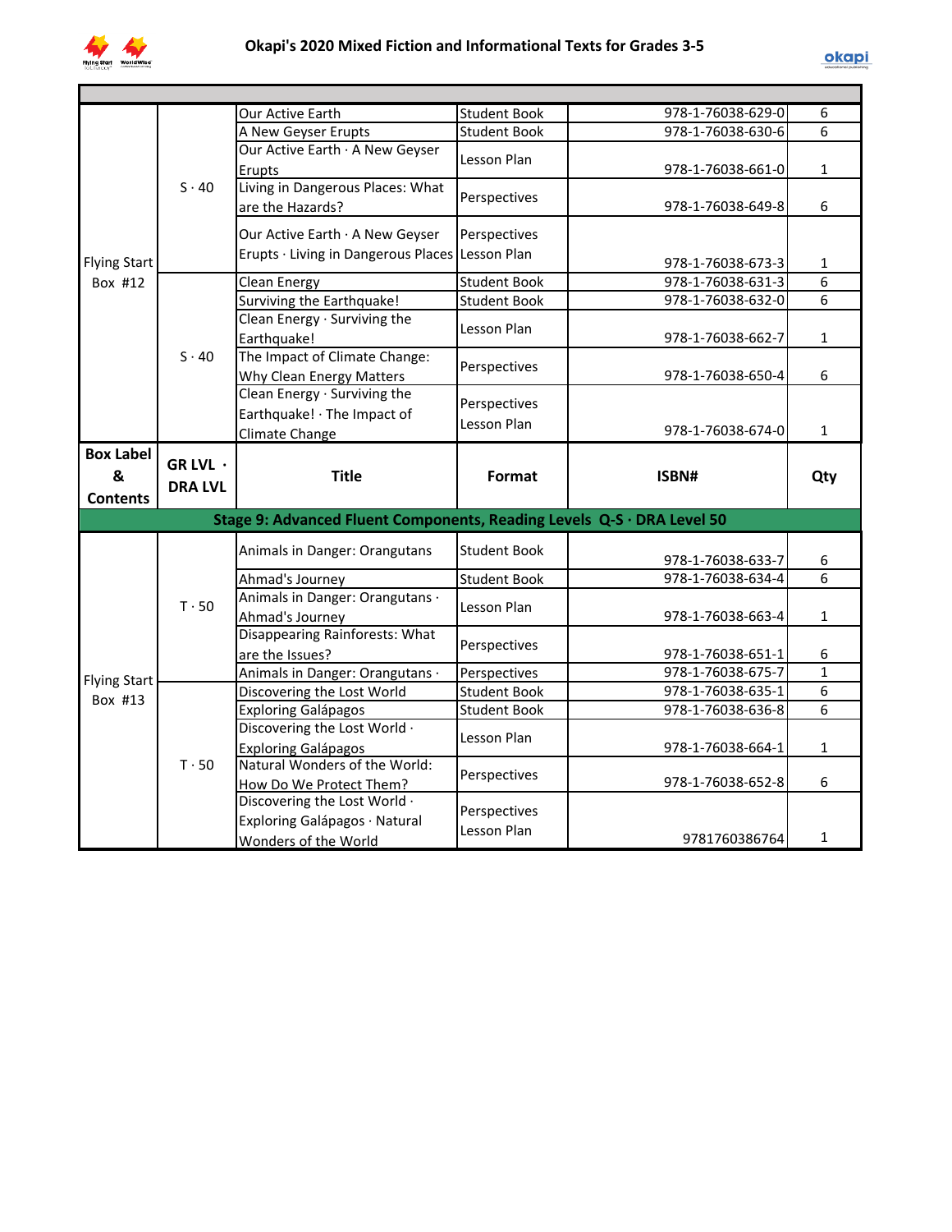# Okapi's 2020 Mixed Fiction and Informational Texts for Grades 3-5

| Box Label & Contents | GR LVL · DRA LVL | Title | Format | ISBN# | Qty |
|---|---|---|---|---|---|
| Flying Start Box #12 | S · 40 | Our Active Earth | Student Book | 978-1-76038-629-0 | 6 |
| | | A New Geyser Erupts | Student Book | 978-1-76038-630-6 | 6 |
| | | Our Active Earth · A New Geyser Erupts | Lesson Plan | 978-1-76038-661-0 | 1 |
| | | Living in Dangerous Places: What are the Hazards? | Perspectives | 978-1-76038-649-8 | 6 |
| | | Our Active Earth · A New Geyser Erupts · Living in Dangerous Places | Perspectives Lesson Plan | 978-1-76038-673-3 | 1 |
| | S · 40 | Clean Energy | Student Book | 978-1-76038-631-3 | 6 |
| | | Surviving the Earthquake! | Student Book | 978-1-76038-632-0 | 6 |
| | | Clean Energy · Surviving the Earthquake! | Lesson Plan | 978-1-76038-662-7 | 1 |
| | | The Impact of Climate Change: Why Clean Energy Matters | Perspectives | 978-1-76038-650-4 | 6 |
| | | Clean Energy · Surviving the Earthquake! · The Impact of Climate Change | Perspectives Lesson Plan | 978-1-76038-674-0 | 1 |

| Box Label & Contents | GR LVL · DRA LVL | Title | Format | ISBN# | Qty |
|---|---|---|---|---|---|
| **Stage 9: Advanced Fluent Components, Reading Levels Q-S · DRA Level 50** | | | | | |
| Flying Start Box #13 | T · 50 | Animals in Danger: Orangutans | Student Book | 978-1-76038-633-7 | 6 |
| | | Ahmad's Journey | Student Book | 978-1-76038-634-4 | 6 |
| | | Animals in Danger: Orangutans · Ahmad's Journey | Lesson Plan | 978-1-76038-663-4 | 1 |
| | | Disappearing Rainforests: What are the Issues? | Perspectives | 978-1-76038-651-1 | 6 |
| | | Animals in Danger: Orangutans · | Perspectives | 978-1-76038-675-7 | 1 |
| | T · 50 | Discovering the Lost World | Student Book | 978-1-76038-635-1 | 6 |
| | | Exploring Galápagos | Student Book | 978-1-76038-636-8 | 6 |
| | | Discovering the Lost World · Exploring Galápagos | Lesson Plan | 978-1-76038-664-1 | 1 |
| | | Natural Wonders of the World: How Do We Protect Them? | Perspectives | 978-1-76038-652-8 | 6 |
| | | Discovering the Lost World · Exploring Galápagos · Natural Wonders of the World | Perspectives Lesson Plan | 9781760386764 | 1 |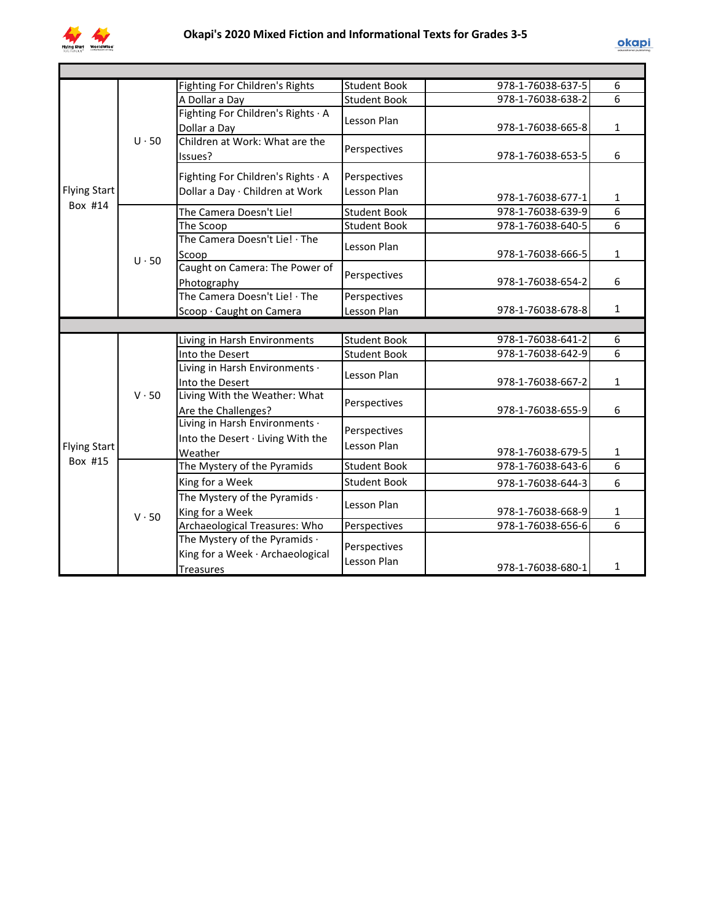# Okapi's 2020 Mixed Fiction and Informational Texts for Grades 3-5

| | | | | | |
|---|---|---|---|---|---|
| Flying Start Box #14 | U · 50 | Fighting For Children's Rights | Student Book | 978-1-76038-637-5 | 6 |
| | | A Dollar a Day | Student Book | 978-1-76038-638-2 | 6 |
| | | Fighting For Children's Rights · A Dollar a Day | Lesson Plan | 978-1-76038-665-8 | 1 |
| | | Children at Work: What are the Issues? | Perspectives | 978-1-76038-653-5 | 6 |
| | | Fighting For Children's Rights · A Dollar a Day · Children at Work | Perspectives Lesson Plan | 978-1-76038-677-1 | 1 |
| | U · 50 | The Camera Doesn't Lie! | Student Book | 978-1-76038-639-9 | 6 |
| | | The Scoop | Student Book | 978-1-76038-640-5 | 6 |
| | | The Camera Doesn't Lie! · The Scoop | Lesson Plan | 978-1-76038-666-5 | 1 |
| | | Caught on Camera: The Power of Photography | Perspectives | 978-1-76038-654-2 | 6 |
| | | The Camera Doesn't Lie! · The Scoop · Caught on Camera | Perspectives Lesson Plan | 978-1-76038-678-8 | 1 |
| Flying Start Box #15 | V · 50 | Living in Harsh Environments | Student Book | 978-1-76038-641-2 | 6 |
| | | Into the Desert | Student Book | 978-1-76038-642-9 | 6 |
| | | Living in Harsh Environments · Into the Desert | Lesson Plan | 978-1-76038-667-2 | 1 |
| | | Living With the Weather: What Are the Challenges? | Perspectives | 978-1-76038-655-9 | 6 |
| | | Living in Harsh Environments · Into the Desert · Living With the Weather | Perspectives Lesson Plan | 978-1-76038-679-5 | 1 |
| | V · 50 | The Mystery of the Pyramids | Student Book | 978-1-76038-643-6 | 6 |
| | | King for a Week | Student Book | 978-1-76038-644-3 | 6 |
| | | The Mystery of the Pyramids · King for a Week | Lesson Plan | 978-1-76038-668-9 | 1 |
| | | Archaeological Treasures: Who | Perspectives | 978-1-76038-656-6 | 6 |
| | | The Mystery of the Pyramids · King for a Week · Archaeological Treasures | Perspectives Lesson Plan | 978-1-76038-680-1 | 1 |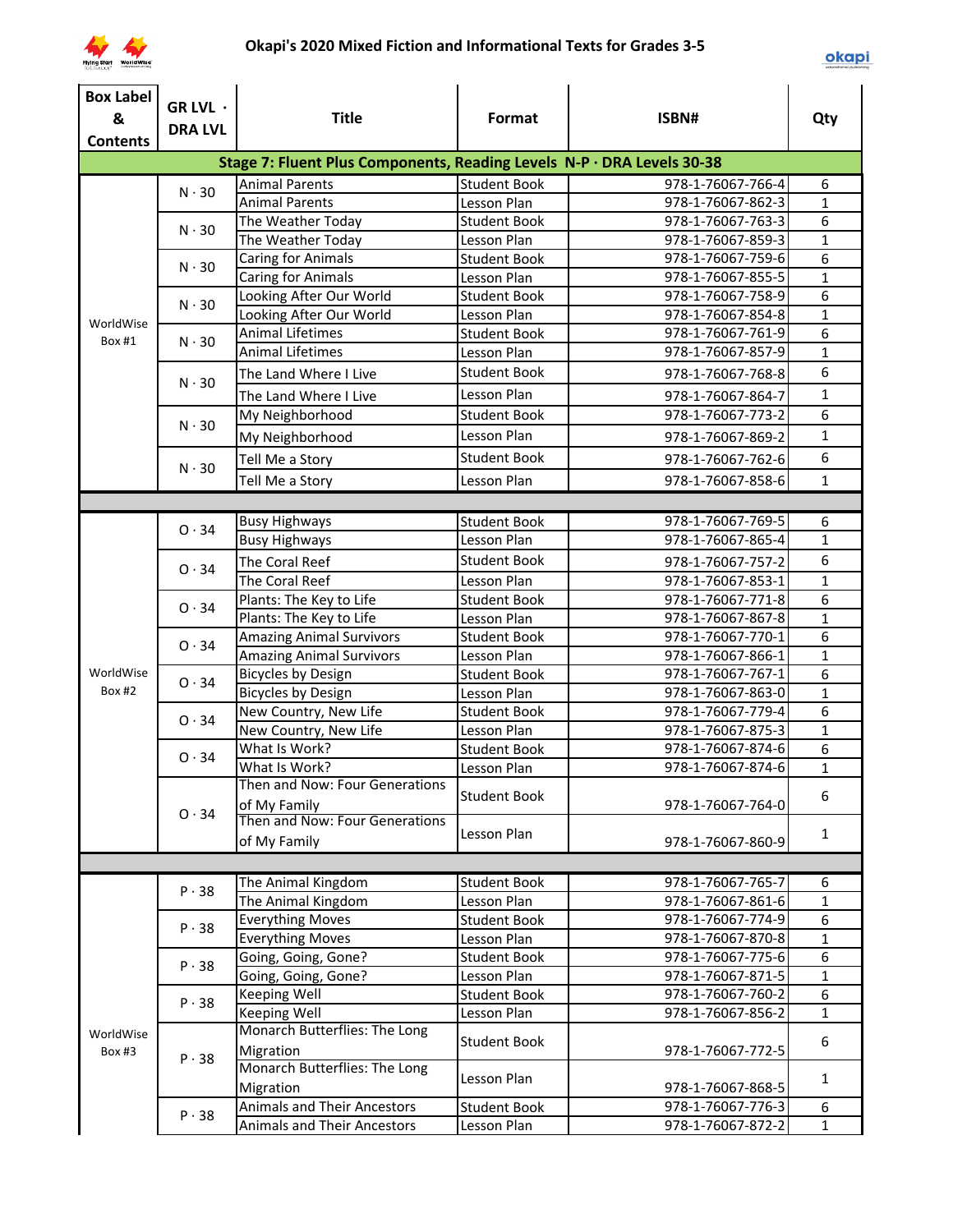# Okapi's 2020 Mixed Fiction and Informational Texts for Grades 3-5

| Box Label & Contents | GR LVL · DRA LVL | Title | Format | ISBN# | Qty |
|---|---|---|---|---|---|
| **Stage 7: Fluent Plus Components, Reading Levels N-P · DRA Levels 30-38** | | | | | |
| WorldWise Box #1 | N · 30 | Animal Parents | Student Book | 978-1-76067-766-4 | 6 |
| | | Animal Parents | Lesson Plan | 978-1-76067-862-3 | 1 |
| | N · 30 | The Weather Today | Student Book | 978-1-76067-763-3 | 6 |
| | | The Weather Today | Lesson Plan | 978-1-76067-859-3 | 1 |
| | N · 30 | Caring for Animals | Student Book | 978-1-76067-759-6 | 6 |
| | | Caring for Animals | Lesson Plan | 978-1-76067-855-5 | 1 |
| | N · 30 | Looking After Our World | Student Book | 978-1-76067-758-9 | 6 |
| | | Looking After Our World | Lesson Plan | 978-1-76067-854-8 | 1 |
| | N · 30 | Animal Lifetimes | Student Book | 978-1-76067-761-9 | 6 |
| | | Animal Lifetimes | Lesson Plan | 978-1-76067-857-9 | 1 |
| | N · 30 | The Land Where I Live | Student Book | 978-1-76067-768-8 | 6 |
| | | The Land Where I Live | Lesson Plan | 978-1-76067-864-7 | 1 |
| | N · 30 | My Neighborhood | Student Book | 978-1-76067-773-2 | 6 |
| | | My Neighborhood | Lesson Plan | 978-1-76067-869-2 | 1 |
| | N · 30 | Tell Me a Story | Student Book | 978-1-76067-762-6 | 6 |
| | | Tell Me a Story | Lesson Plan | 978-1-76067-858-6 | 1 |
| | | | | | |
| WorldWise Box #2 | O · 34 | Busy Highways | Student Book | 978-1-76067-769-5 | 6 |
| | | Busy Highways | Lesson Plan | 978-1-76067-865-4 | 1 |
| | O · 34 | The Coral Reef | Student Book | 978-1-76067-757-2 | 6 |
| | | The Coral Reef | Lesson Plan | 978-1-76067-853-1 | 1 |
| | O · 34 | Plants: The Key to Life | Student Book | 978-1-76067-771-8 | 6 |
| | | Plants: The Key to Life | Lesson Plan | 978-1-76067-867-8 | 1 |
| | O · 34 | Amazing Animal Survivors | Student Book | 978-1-76067-770-1 | 6 |
| | | Amazing Animal Survivors | Lesson Plan | 978-1-76067-866-1 | 1 |
| | O · 34 | Bicycles by Design | Student Book | 978-1-76067-767-1 | 6 |
| | | Bicycles by Design | Lesson Plan | 978-1-76067-863-0 | 1 |
| | O · 34 | New Country, New Life | Student Book | 978-1-76067-779-4 | 6 |
| | | New Country, New Life | Lesson Plan | 978-1-76067-875-3 | 1 |
| | O · 34 | What Is Work? | Student Book | 978-1-76067-874-6 | 6 |
| | | What Is Work? | Lesson Plan | 978-1-76067-874-6 | 1 |
| | O · 34 | Then and Now: Four Generations of My Family | Student Book | 978-1-76067-764-0 | 6 |
| | | Then and Now: Four Generations of My Family | Lesson Plan | 978-1-76067-860-9 | 1 |
| | | | | | |
| WorldWise Box #3 | P · 38 | The Animal Kingdom | Student Book | 978-1-76067-765-7 | 6 |
| | | The Animal Kingdom | Lesson Plan | 978-1-76067-861-6 | 1 |
| | P · 38 | Everything Moves | Student Book | 978-1-76067-774-9 | 6 |
| | | Everything Moves | Lesson Plan | 978-1-76067-870-8 | 1 |
| | P · 38 | Going, Going, Gone? | Student Book | 978-1-76067-775-6 | 6 |
| | | Going, Going, Gone? | Lesson Plan | 978-1-76067-871-5 | 1 |
| | P · 38 | Keeping Well | Student Book | 978-1-76067-760-2 | 6 |
| | | Keeping Well | Lesson Plan | 978-1-76067-856-2 | 1 |
| | P · 38 | Monarch Butterflies: The Long Migration | Student Book | 978-1-76067-772-5 | 6 |
| | | Monarch Butterflies: The Long Migration | Lesson Plan | 978-1-76067-868-5 | 1 |
| | P · 38 | Animals and Their Ancestors | Student Book | 978-1-76067-776-3 | 6 |
| | | Animals and Their Ancestors | Lesson Plan | 978-1-76067-872-2 | 1 |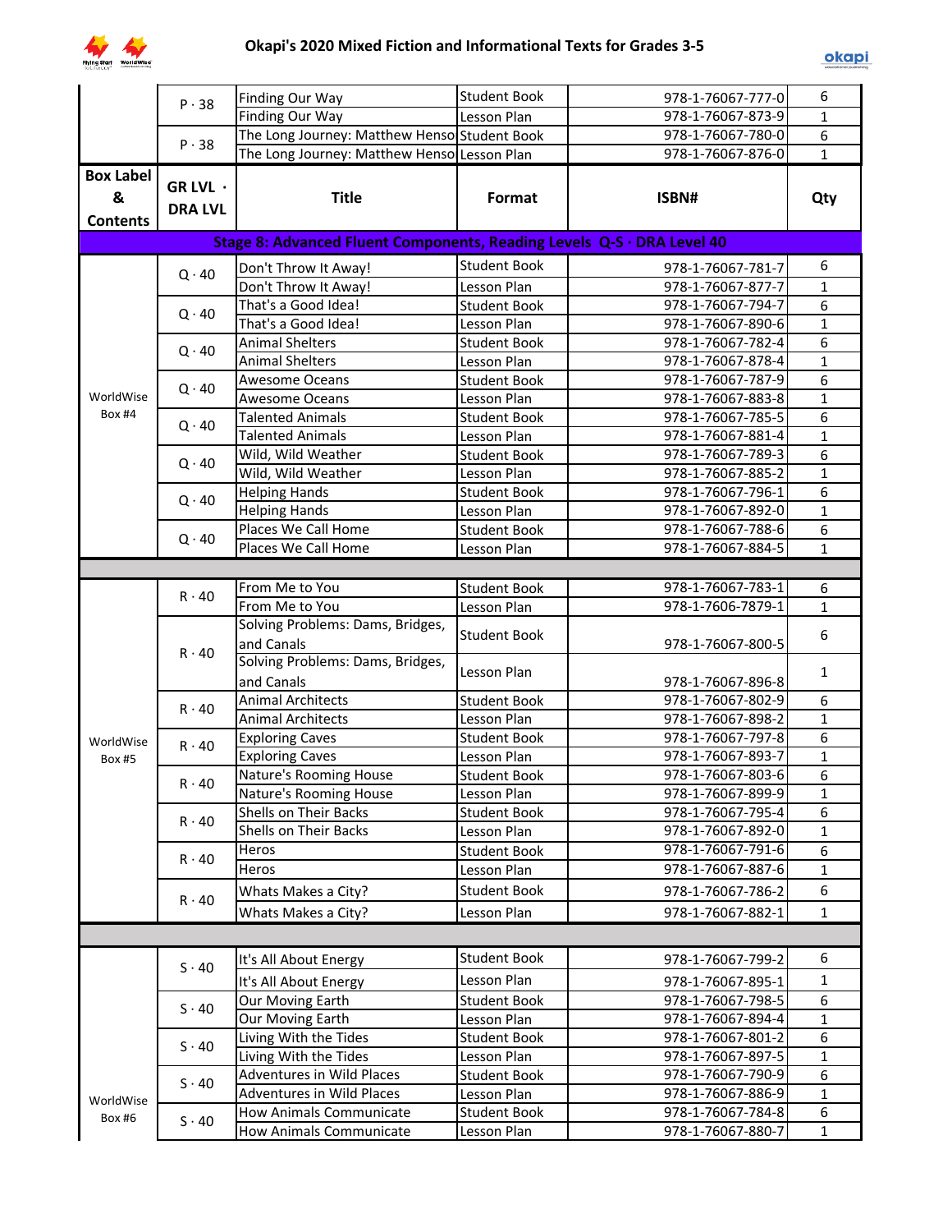# Okapi's 2020 Mixed Fiction and Informational Texts for Grades 3-5

| Box Label & Contents | GR LVL · DRA LVL | Title | Format | ISBN# | Qty |
|---|---|---|---|---|---|
| | P · 38 | Finding Our Way | Student Book | 978-1-76067-777-0 | 6 |
| | | Finding Our Way | Lesson Plan | 978-1-76067-873-9 | 1 |
| | P · 38 | The Long Journey: Matthew Henso | Student Book | 978-1-76067-780-0 | 6 |
| | | The Long Journey: Matthew Henso | Lesson Plan | 978-1-76067-876-0 | 1 |
| **Stage 8: Advanced Fluent Components, Reading Levels Q-S · DRA Level 40** | | | | | |
| WorldWise Box #4 | Q · 40 | Don't Throw It Away! | Student Book | 978-1-76067-781-7 | 6 |
| | | Don't Throw It Away! | Lesson Plan | 978-1-76067-877-7 | 1 |
| | Q · 40 | That's a Good Idea! | Student Book | 978-1-76067-794-7 | 6 |
| | | That's a Good Idea! | Lesson Plan | 978-1-76067-890-6 | 1 |
| | Q · 40 | Animal Shelters | Student Book | 978-1-76067-782-4 | 6 |
| | | Animal Shelters | Lesson Plan | 978-1-76067-878-4 | 1 |
| | Q · 40 | Awesome Oceans | Student Book | 978-1-76067-787-9 | 6 |
| | | Awesome Oceans | Lesson Plan | 978-1-76067-883-8 | 1 |
| | Q · 40 | Talented Animals | Student Book | 978-1-76067-785-5 | 6 |
| | | Talented Animals | Lesson Plan | 978-1-76067-881-4 | 1 |
| | Q · 40 | Wild, Wild Weather | Student Book | 978-1-76067-789-3 | 6 |
| | | Wild, Wild Weather | Lesson Plan | 978-1-76067-885-2 | 1 |
| | Q · 40 | Helping Hands | Student Book | 978-1-76067-796-1 | 6 |
| | | Helping Hands | Lesson Plan | 978-1-76067-892-0 | 1 |
| | Q · 40 | Places We Call Home | Student Book | 978-1-76067-788-6 | 6 |
| | | Places We Call Home | Lesson Plan | 978-1-76067-884-5 | 1 |
| | | | | | |
| WorldWise Box #5 | R · 40 | From Me to You | Student Book | 978-1-76067-783-1 | 6 |
| | | From Me to You | Lesson Plan | 978-1-7606-7879-1 | 1 |
| | R · 40 | Solving Problems: Dams, Bridges, and Canals | Student Book | 978-1-76067-800-5 | 6 |
| | | Solving Problems: Dams, Bridges, and Canals | Lesson Plan | 978-1-76067-896-8 | 1 |
| | R · 40 | Animal Architects | Student Book | 978-1-76067-802-9 | 6 |
| | | Animal Architects | Lesson Plan | 978-1-76067-898-2 | 1 |
| | R · 40 | Exploring Caves | Student Book | 978-1-76067-797-8 | 6 |
| | | Exploring Caves | Lesson Plan | 978-1-76067-893-7 | 1 |
| | R · 40 | Nature's Rooming House | Student Book | 978-1-76067-803-6 | 6 |
| | | Nature's Rooming House | Lesson Plan | 978-1-76067-899-9 | 1 |
| | R · 40 | Shells on Their Backs | Student Book | 978-1-76067-795-4 | 6 |
| | | Shells on Their Backs | Lesson Plan | 978-1-76067-892-0 | 1 |
| | R · 40 | Heros | Student Book | 978-1-76067-791-6 | 6 |
| | | Heros | Lesson Plan | 978-1-76067-887-6 | 1 |
| | R · 40 | Whats Makes a City? | Student Book | 978-1-76067-786-2 | 6 |
| | | Whats Makes a City? | Lesson Plan | 978-1-76067-882-1 | 1 |
| | | | | | |
| WorldWise Box #6 | S · 40 | It's All About Energy | Student Book | 978-1-76067-799-2 | 6 |
| | | It's All About Energy | Lesson Plan | 978-1-76067-895-1 | 1 |
| | S · 40 | Our Moving Earth | Student Book | 978-1-76067-798-5 | 6 |
| | | Our Moving Earth | Lesson Plan | 978-1-76067-894-4 | 1 |
| | S · 40 | Living With the Tides | Student Book | 978-1-76067-801-2 | 6 |
| | | Living With the Tides | Lesson Plan | 978-1-76067-897-5 | 1 |
| | S · 40 | Adventures in Wild Places | Student Book | 978-1-76067-790-9 | 6 |
| | | Adventures in Wild Places | Lesson Plan | 978-1-76067-886-9 | 1 |
| | S · 40 | How Animals Communicate | Student Book | 978-1-76067-784-8 | 6 |
| | | How Animals Communicate | Lesson Plan | 978-1-76067-880-7 | 1 |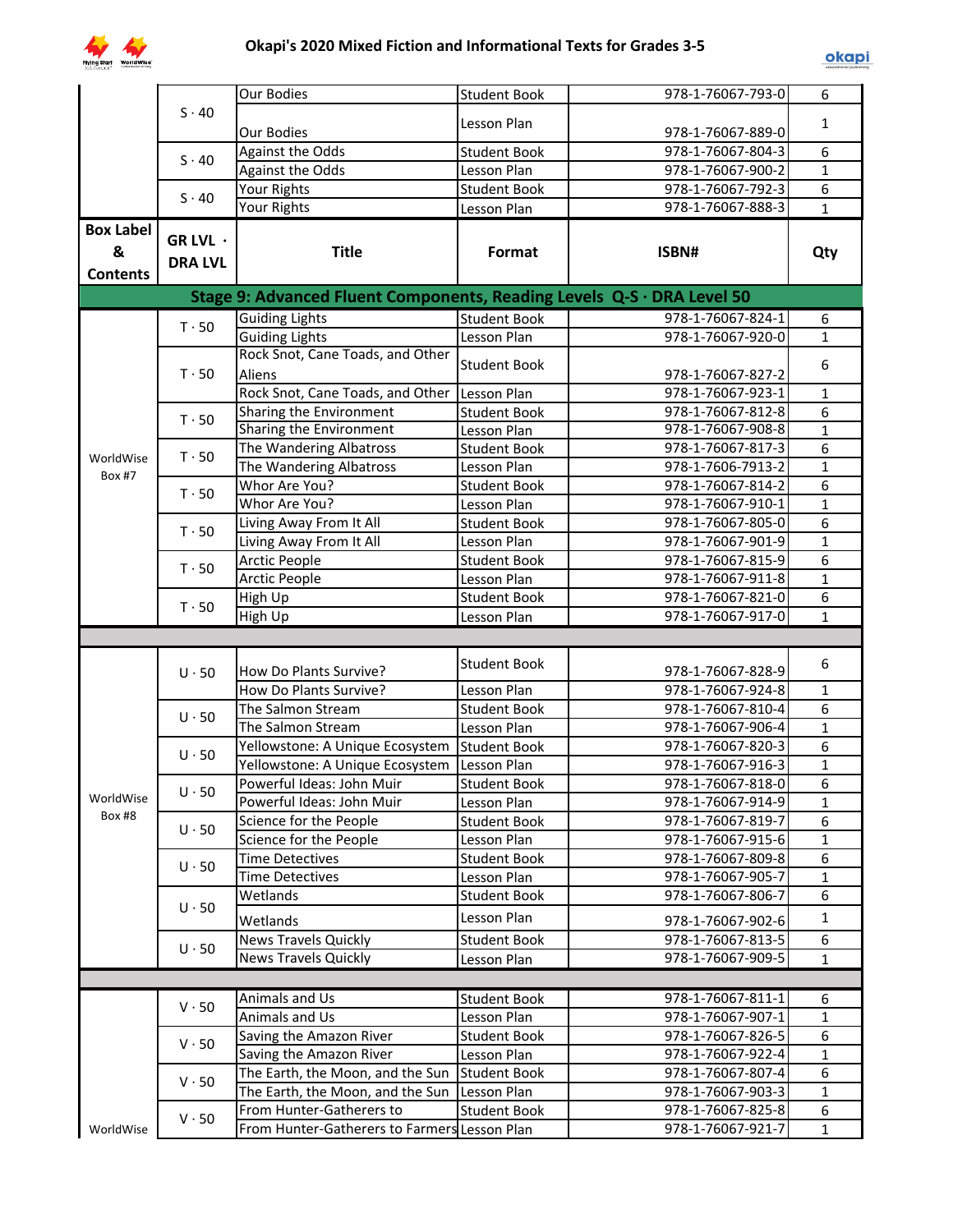## Okapi's 2020 Mixed Fiction and Informational Texts for Grades 3-5

| | | | | | |
|---|---|---|---|---|---|
| | S · 40 | Our Bodies | Student Book | 978-1-76067-793-0 | 6 |
| | | Our Bodies | Lesson Plan | 978-1-76067-889-0 | 1 |
| | S · 40 | Against the Odds | Student Book | 978-1-76067-804-3 | 6 |
| | | Against the Odds | Lesson Plan | 978-1-76067-900-2 | 1 |
| | S · 40 | Your Rights | Student Book | 978-1-76067-792-3 | 6 |
| | | Your Rights | Lesson Plan | 978-1-76067-888-3 | 1 |

| Box Label & Contents | GR LVL · DRA LVL | Title | Format | ISBN# | Qty |
|---|---|---|---|---|---|
| **Stage 9: Advanced Fluent Components, Reading Levels Q-S · DRA Level 50** | | | | | |
| WorldWise Box #7 | T · 50 | Guiding Lights | Student Book | 978-1-76067-824-1 | 6 |
| | | Guiding Lights | Lesson Plan | 978-1-76067-920-0 | 1 |
| | T · 50 | Rock Snot, Cane Toads, and Other Aliens | Student Book | 978-1-76067-827-2 | 6 |
| | | Rock Snot, Cane Toads, and Other | Lesson Plan | 978-1-76067-923-1 | 1 |
| | T · 50 | Sharing the Environment | Student Book | 978-1-76067-812-8 | 6 |
| | | Sharing the Environment | Lesson Plan | 978-1-76067-908-8 | 1 |
| | T · 50 | The Wandering Albatross | Student Book | 978-1-76067-817-3 | 6 |
| | | The Wandering Albatross | Lesson Plan | 978-1-7606-7913-2 | 1 |
| | T · 50 | Whor Are You? | Student Book | 978-1-76067-814-2 | 6 |
| | | Whor Are You? | Lesson Plan | 978-1-76067-910-1 | 1 |
| | T · 50 | Living Away From It All | Student Book | 978-1-76067-805-0 | 6 |
| | | Living Away From It All | Lesson Plan | 978-1-76067-901-9 | 1 |
| | T · 50 | Arctic People | Student Book | 978-1-76067-815-9 | 6 |
| | | Arctic People | Lesson Plan | 978-1-76067-911-8 | 1 |
| | T · 50 | High Up | Student Book | 978-1-76067-821-0 | 6 |
| | | High Up | Lesson Plan | 978-1-76067-917-0 | 1 |
| | | | | | |
| WorldWise Box #8 | U · 50 | How Do Plants Survive? | Student Book | 978-1-76067-828-9 | 6 |
| | | How Do Plants Survive? | Lesson Plan | 978-1-76067-924-8 | 1 |
| | U · 50 | The Salmon Stream | Student Book | 978-1-76067-810-4 | 6 |
| | | The Salmon Stream | Lesson Plan | 978-1-76067-906-4 | 1 |
| | U · 50 | Yellowstone: A Unique Ecosystem | Student Book | 978-1-76067-820-3 | 6 |
| | | Yellowstone: A Unique Ecosystem | Lesson Plan | 978-1-76067-916-3 | 1 |
| | U · 50 | Powerful Ideas: John Muir | Student Book | 978-1-76067-818-0 | 6 |
| | | Powerful Ideas: John Muir | Lesson Plan | 978-1-76067-914-9 | 1 |
| | U · 50 | Science for the People | Student Book | 978-1-76067-819-7 | 6 |
| | | Science for the People | Lesson Plan | 978-1-76067-915-6 | 1 |
| | U · 50 | Time Detectives | Student Book | 978-1-76067-809-8 | 6 |
| | | Time Detectives | Lesson Plan | 978-1-76067-905-7 | 1 |
| | U · 50 | Wetlands | Student Book | 978-1-76067-806-7 | 6 |
| | | Wetlands | Lesson Plan | 978-1-76067-902-6 | 1 |
| | U · 50 | News Travels Quickly | Student Book | 978-1-76067-813-5 | 6 |
| | | News Travels Quickly | Lesson Plan | 978-1-76067-909-5 | 1 |
| | | | | | |
| WorldWise | V · 50 | Animals and Us | Student Book | 978-1-76067-811-1 | 6 |
| | | Animals and Us | Lesson Plan | 978-1-76067-907-1 | 1 |
| | V · 50 | Saving the Amazon River | Student Book | 978-1-76067-826-5 | 6 |
| | | Saving the Amazon River | Lesson Plan | 978-1-76067-922-4 | 1 |
| | V · 50 | The Earth, the Moon, and the Sun | Student Book | 978-1-76067-807-4 | 6 |
| | | The Earth, the Moon, and the Sun | Lesson Plan | 978-1-76067-903-3 | 1 |
| | V · 50 | From Hunter-Gatherers to | Student Book | 978-1-76067-825-8 | 6 |
| | | From Hunter-Gatherers to Farmers | Lesson Plan | 978-1-76067-921-7 | 1 |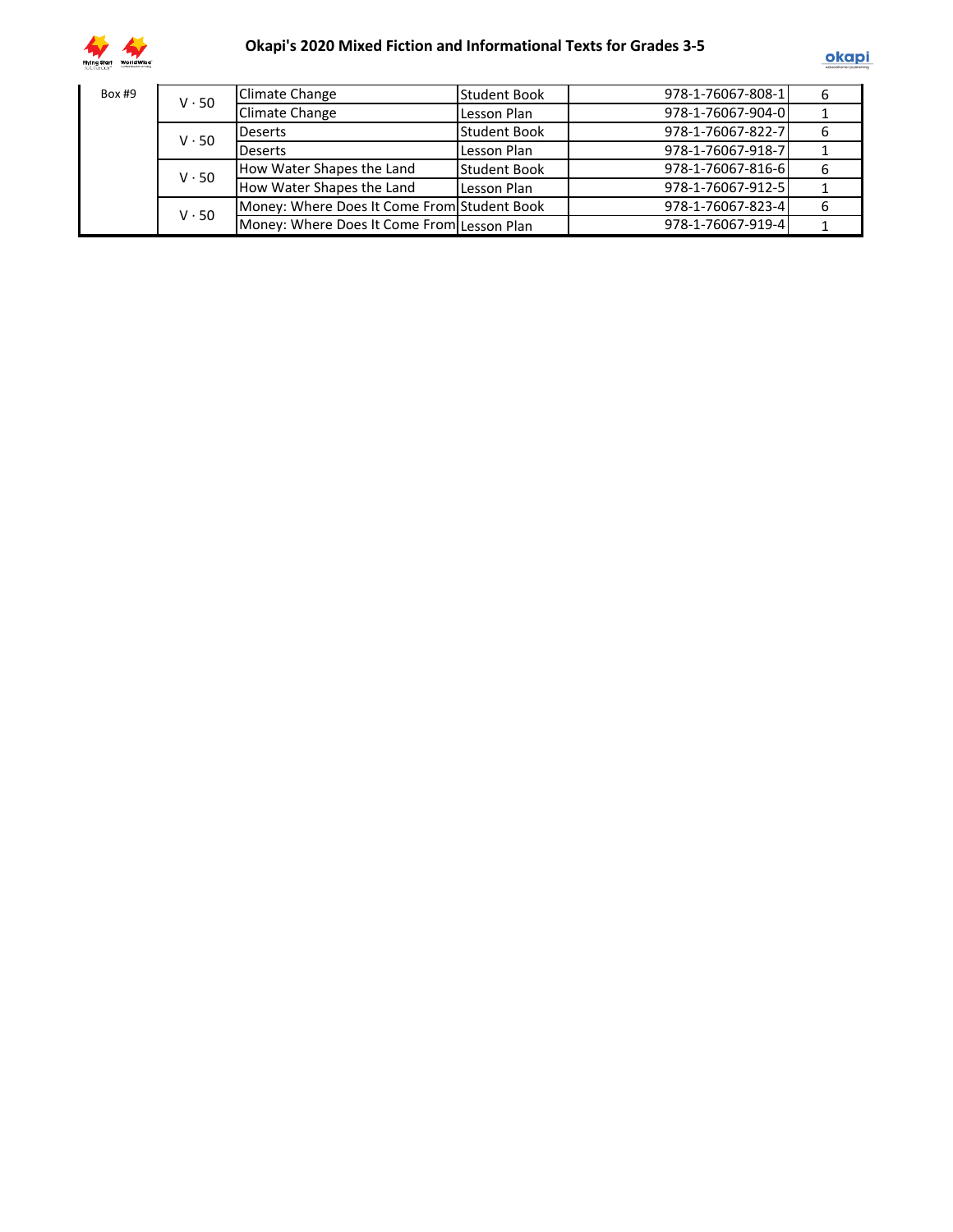| | | | | | |
|---|---|---|---|---|---|
| Box #9 | V · 50 | Climate Change | Student Book | 978-1-76067-808-1 | 6 |
| | | Climate Change | Lesson Plan | 978-1-76067-904-0 | 1 |
| | V · 50 | Deserts | Student Book | 978-1-76067-822-7 | 6 |
| | | Deserts | Lesson Plan | 978-1-76067-918-7 | 1 |
| | V · 50 | How Water Shapes the Land | Student Book | 978-1-76067-816-6 | 6 |
| | | How Water Shapes the Land | Lesson Plan | 978-1-76067-912-5 | 1 |
| | V · 50 | Money: Where Does It Come From | Student Book | 978-1-76067-823-4 | 6 |
| | | Money: Where Does It Come From | Lesson Plan | 978-1-76067-919-4 | 1 |